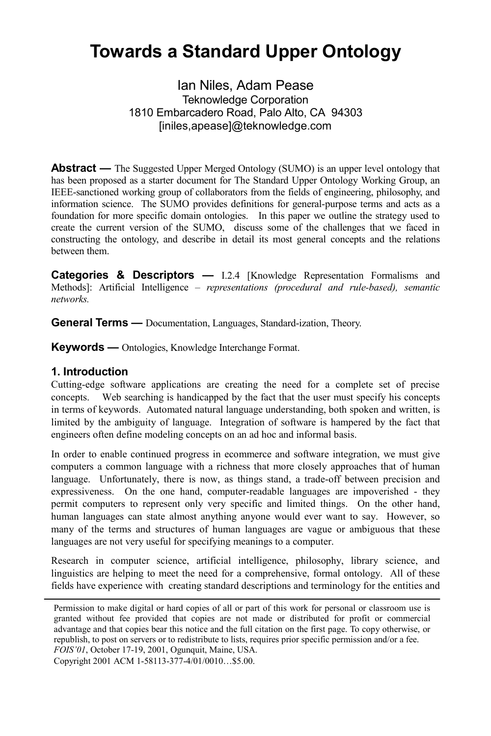# Towards a Standard Upper Ontology

Ian Niles, Adam Pease
Teknowledge Corporation
1810 Embarcadero Road, Palo Alto, CA 94303
[niles,apease]@teknowledge.com

**Abstract —** The Suggested Upper Merged Ontology (SUMO) is an upper level ontology that has been proposed as a starter document for The Standard Upper Ontology Working Group, an IEEE-sanctioned working group of collaborators from the fields of engineering, philosophy, and information science. The SUMO provides definitions for general-purpose terms and acts as a foundation for more specific domain ontologies. In this paper we outline the strategy used to create the current version of the SUMO, discuss some of the challenges that we faced in constructing the ontology, and describe in detail its most general concepts and the relations between them.

**Categories & Descriptors —** I.2.4 [Knowledge Representation Formalisms and Methods]: Artificial Intelligence – *representations (procedural and rule-based), semantic networks.*

**General Terms —** Documentation, Languages, Standard-ization, Theory.

**Keywords —** Ontologies, Knowledge Interchange Format.

## 1. Introduction

Cutting-edge software applications are creating the need for a complete set of precise concepts. Web searching is handicapped by the fact that the user must specify his concepts in terms of keywords. Automated natural language understanding, both spoken and written, is limited by the ambiguity of language. Integration of software is hampered by the fact that engineers often define modeling concepts on an ad hoc and informal basis.

In order to enable continued progress in ecommerce and software integration, we must give computers a common language with a richness that more closely approaches that of human language. Unfortunately, there is now, as things stand, a trade-off between precision and expressiveness. On the one hand, computer-readable languages are impoverished - they permit computers to represent only very specific and limited things. On the other hand, human languages can state almost anything anyone would ever want to say. However, so many of the terms and structures of human languages are vague or ambiguous that these languages are not very useful for specifying meanings to a computer.

Research in computer science, artificial intelligence, philosophy, library science, and linguistics are helping to meet the need for a comprehensive, formal ontology. All of these fields have experience with creating standard descriptions and terminology for the entities and

---

Permission to make digital or hard copies of all or part of this work for personal or classroom use is granted without fee provided that copies are not made or distributed for profit or commercial advantage and that copies bear this notice and the full citation on the first page. To copy otherwise, or republish, to post on servers or to redistribute to lists, requires prior specific permission and/or a fee.
*FOIS'01*, October 17-19, 2001, Ogunquit, Maine, USA.
Copyright 2001 ACM 1-58113-377-4/01/0010…$5.00.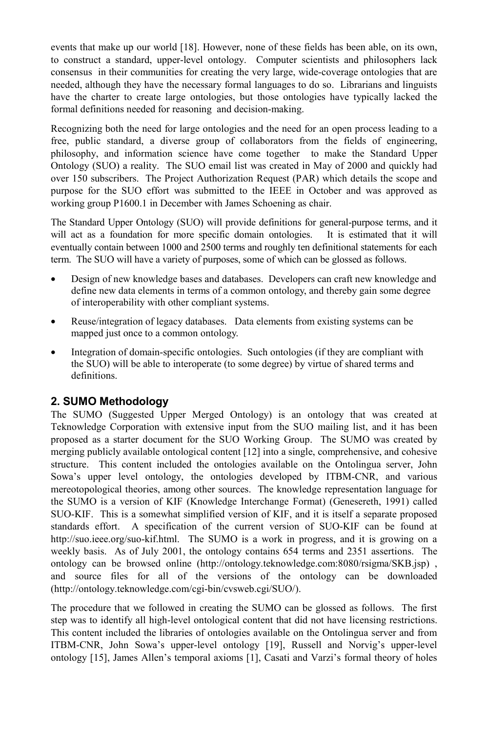events that make up our world [18]. However, none of these fields has been able, on its own, to construct a standard, upper-level ontology. Computer scientists and philosophers lack consensus in their communities for creating the very large, wide-coverage ontologies that are needed, although they have the necessary formal languages to do so. Librarians and linguists have the charter to create large ontologies, but those ontologies have typically lacked the formal definitions needed for reasoning and decision-making.

Recognizing both the need for large ontologies and the need for an open process leading to a free, public standard, a diverse group of collaborators from the fields of engineering, philosophy, and information science have come together to make the Standard Upper Ontology (SUO) a reality. The SUO email list was created in May of 2000 and quickly had over 150 subscribers. The Project Authorization Request (PAR) which details the scope and purpose for the SUO effort was submitted to the IEEE in October and was approved as working group P1600.1 in December with James Schoening as chair.

The Standard Upper Ontology (SUO) will provide definitions for general-purpose terms, and it will act as a foundation for more specific domain ontologies. It is estimated that it will eventually contain between 1000 and 2500 terms and roughly ten definitional statements for each term. The SUO will have a variety of purposes, some of which can be glossed as follows.

- Design of new knowledge bases and databases. Developers can craft new knowledge and define new data elements in terms of a common ontology, and thereby gain some degree of interoperability with other compliant systems.
- Reuse/integration of legacy databases. Data elements from existing systems can be mapped just once to a common ontology.
- Integration of domain-specific ontologies. Such ontologies (if they are compliant with the SUO) will be able to interoperate (to some degree) by virtue of shared terms and definitions.

## 2. SUMO Methodology

The SUMO (Suggested Upper Merged Ontology) is an ontology that was created at Teknowledge Corporation with extensive input from the SUO mailing list, and it has been proposed as a starter document for the SUO Working Group. The SUMO was created by merging publicly available ontological content [12] into a single, comprehensive, and cohesive structure. This content included the ontologies available on the Ontolingua server, John Sowa's upper level ontology, the ontologies developed by ITBM-CNR, and various mereotopological theories, among other sources. The knowledge representation language for the SUMO is a version of KIF (Knowledge Interchange Format) (Genesereth, 1991) called SUO-KIF. This is a somewhat simplified version of KIF, and it is itself a separate proposed standards effort. A specification of the current version of SUO-KIF can be found at http://suo.ieee.org/suo-kif.html. The SUMO is a work in progress, and it is growing on a weekly basis. As of July 2001, the ontology contains 654 terms and 2351 assertions. The ontology can be browsed online (http://ontology.teknowledge.com:8080/rsigma/SKB.jsp) , and source files for all of the versions of the ontology can be downloaded (http://ontology.teknowledge.com/cgi-bin/cvsweb.cgi/SUO/).

The procedure that we followed in creating the SUMO can be glossed as follows. The first step was to identify all high-level ontological content that did not have licensing restrictions. This content included the libraries of ontologies available on the Ontolingua server and from ITBM-CNR, John Sowa's upper-level ontology [19], Russell and Norvig's upper-level ontology [15], James Allen's temporal axioms [1], Casati and Varzi's formal theory of holes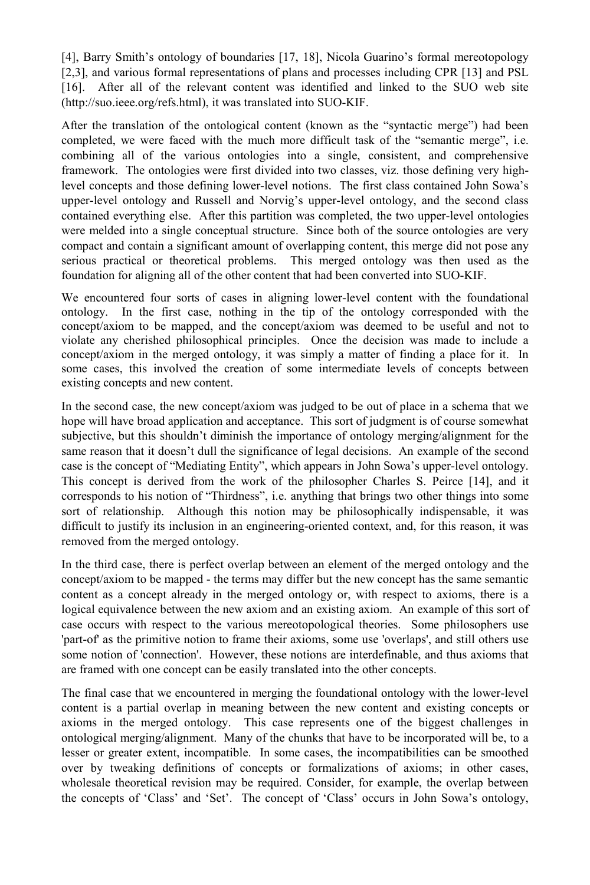[4], Barry Smith's ontology of boundaries [17, 18], Nicola Guarino's formal mereotopology [2,3], and various formal representations of plans and processes including CPR [13] and PSL [16]. After all of the relevant content was identified and linked to the SUO web site (http://suo.ieee.org/refs.html), it was translated into SUO-KIF.

After the translation of the ontological content (known as the "syntactic merge") had been completed, we were faced with the much more difficult task of the "semantic merge", i.e. combining all of the various ontologies into a single, consistent, and comprehensive framework. The ontologies were first divided into two classes, viz. those defining very high-level concepts and those defining lower-level notions. The first class contained John Sowa's upper-level ontology and Russell and Norvig's upper-level ontology, and the second class contained everything else. After this partition was completed, the two upper-level ontologies were melded into a single conceptual structure. Since both of the source ontologies are very compact and contain a significant amount of overlapping content, this merge did not pose any serious practical or theoretical problems. This merged ontology was then used as the foundation for aligning all of the other content that had been converted into SUO-KIF.

We encountered four sorts of cases in aligning lower-level content with the foundational ontology. In the first case, nothing in the tip of the ontology corresponded with the concept/axiom to be mapped, and the concept/axiom was deemed to be useful and not to violate any cherished philosophical principles. Once the decision was made to include a concept/axiom in the merged ontology, it was simply a matter of finding a place for it. In some cases, this involved the creation of some intermediate levels of concepts between existing concepts and new content.

In the second case, the new concept/axiom was judged to be out of place in a schema that we hope will have broad application and acceptance. This sort of judgment is of course somewhat subjective, but this shouldn't diminish the importance of ontology merging/alignment for the same reason that it doesn't dull the significance of legal decisions. An example of the second case is the concept of "Mediating Entity", which appears in John Sowa's upper-level ontology. This concept is derived from the work of the philosopher Charles S. Peirce [14], and it corresponds to his notion of "Thirdness", i.e. anything that brings two other things into some sort of relationship. Although this notion may be philosophically indispensable, it was difficult to justify its inclusion in an engineering-oriented context, and, for this reason, it was removed from the merged ontology.

In the third case, there is perfect overlap between an element of the merged ontology and the concept/axiom to be mapped - the terms may differ but the new concept has the same semantic content as a concept already in the merged ontology or, with respect to axioms, there is a logical equivalence between the new axiom and an existing axiom. An example of this sort of case occurs with respect to the various mereotopological theories. Some philosophers use 'part-of' as the primitive notion to frame their axioms, some use 'overlaps', and still others use some notion of 'connection'. However, these notions are interdefinable, and thus axioms that are framed with one concept can be easily translated into the other concepts.

The final case that we encountered in merging the foundational ontology with the lower-level content is a partial overlap in meaning between the new content and existing concepts or axioms in the merged ontology. This case represents one of the biggest challenges in ontological merging/alignment. Many of the chunks that have to be incorporated will be, to a lesser or greater extent, incompatible. In some cases, the incompatibilities can be smoothed over by tweaking definitions of concepts or formalizations of axioms; in other cases, wholesale theoretical revision may be required. Consider, for example, the overlap between the concepts of 'Class' and 'Set'. The concept of 'Class' occurs in John Sowa's ontology,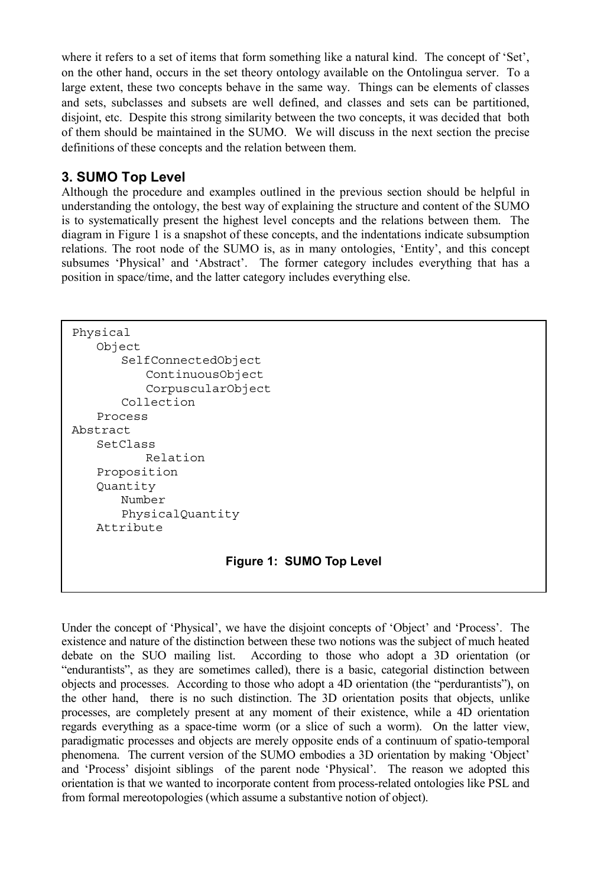where it refers to a set of items that form something like a natural kind. The concept of 'Set', on the other hand, occurs in the set theory ontology available on the Ontolingua server. To a large extent, these two concepts behave in the same way. Things can be elements of classes and sets, subclasses and subsets are well defined, and classes and sets can be partitioned, disjoint, etc. Despite this strong similarity between the two concepts, it was decided that both of them should be maintained in the SUMO. We will discuss in the next section the precise definitions of these concepts and the relation between them.

## 3. SUMO Top Level

Although the procedure and examples outlined in the previous section should be helpful in understanding the ontology, the best way of explaining the structure and content of the SUMO is to systematically present the highest level concepts and the relations between them. The diagram in Figure 1 is a snapshot of these concepts, and the indentations indicate subsumption relations. The root node of the SUMO is, as in many ontologies, 'Entity', and this concept subsumes 'Physical' and 'Abstract'. The former category includes everything that has a position in space/time, and the latter category includes everything else.

```
Physical
    Object
        SelfConnectedObject
            ContinuousObject
            CorpuscularObject
        Collection
    Process
Abstract
    SetClass
            Relation
    Proposition
    Quantity
        Number
        PhysicalQuantity
    Attribute
```

**Figure 1: SUMO Top Level**

Under the concept of 'Physical', we have the disjoint concepts of 'Object' and 'Process'. The existence and nature of the distinction between these two notions was the subject of much heated debate on the SUO mailing list. According to those who adopt a 3D orientation (or "endurantists", as they are sometimes called), there is a basic, categorial distinction between objects and processes. According to those who adopt a 4D orientation (the "perdurantists"), on the other hand, there is no such distinction. The 3D orientation posits that objects, unlike processes, are completely present at any moment of their existence, while a 4D orientation regards everything as a space-time worm (or a slice of such a worm). On the latter view, paradigmatic processes and objects are merely opposite ends of a continuum of spatio-temporal phenomena. The current version of the SUMO embodies a 3D orientation by making 'Object' and 'Process' disjoint siblings of the parent node 'Physical'. The reason we adopted this orientation is that we wanted to incorporate content from process-related ontologies like PSL and from formal mereotopologies (which assume a substantive notion of object).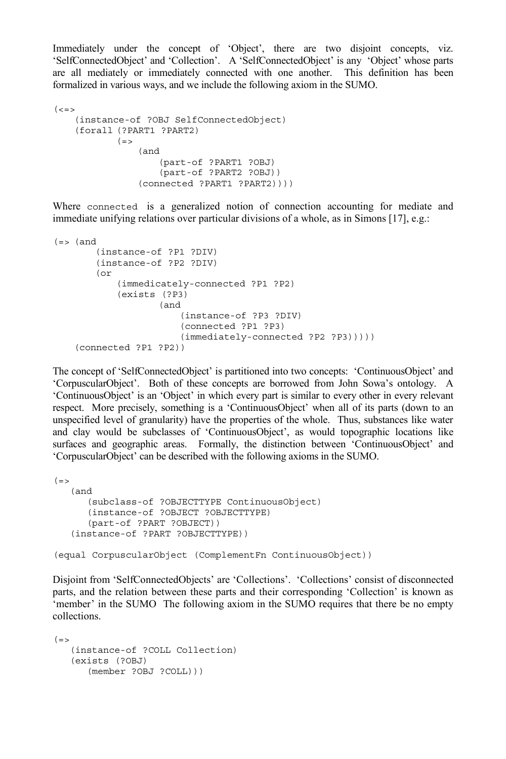Immediately under the concept of 'Object', there are two disjoint concepts, viz. 'SelfConnectedObject' and 'Collection'. A 'SelfConnectedObject' is any 'Object' whose parts are all mediately or immediately connected with one another. This definition has been formalized in various ways, and we include the following axiom in the SUMO.

```
(<=>
    (instance-of ?OBJ SelfConnectedObject)
    (forall (?PART1 ?PART2)
            (=>
                (and
                    (part-of ?PART1 ?OBJ)
                    (part-of ?PART2 ?OBJ))
                (connected ?PART1 ?PART2))))
```

Where `connected` is a generalized notion of connection accounting for mediate and immediate unifying relations over particular divisions of a whole, as in Simons [17], e.g.:

```
(=> (and
        (instance-of ?P1 ?DIV)
        (instance-of ?P2 ?DIV)
        (or
            (immedicately-connected ?P1 ?P2)
            (exists (?P3)
                    (and
                        (instance-of ?P3 ?DIV)
                        (connected ?P1 ?P3)
                        (immediately-connected ?P2 ?P3)))))
    (connected ?P1 ?P2))
```

The concept of 'SelfConnectedObject' is partitioned into two concepts: 'ContinuousObject' and 'CorpuscularObject'. Both of these concepts are borrowed from John Sowa's ontology. A 'ContinuousObject' is an 'Object' in which every part is similar to every other in every relevant respect. More precisely, something is a 'ContinuousObject' when all of its parts (down to an unspecified level of granularity) have the properties of the whole. Thus, substances like water and clay would be subclasses of 'ContinuousObject', as would topographic locations like surfaces and geographic areas. Formally, the distinction between 'ContinuousObject' and 'CorpuscularObject' can be described with the following axioms in the SUMO.

```
(=>
   (and
      (subclass-of ?OBJECTTYPE ContinuousObject)
      (instance-of ?OBJECT ?OBJECTTYPE)
      (part-of ?PART ?OBJECT))
   (instance-of ?PART ?OBJECTTYPE))

(equal CorpuscularObject (ComplementFn ContinuousObject))
```

Disjoint from 'SelfConnectedObjects' are 'Collections'. 'Collections' consist of disconnected parts, and the relation between these parts and their corresponding 'Collection' is known as 'member' in the SUMO The following axiom in the SUMO requires that there be no empty collections.

```
(=>
   (instance-of ?COLL Collection)
   (exists (?OBJ)
      (member ?OBJ ?COLL)))
```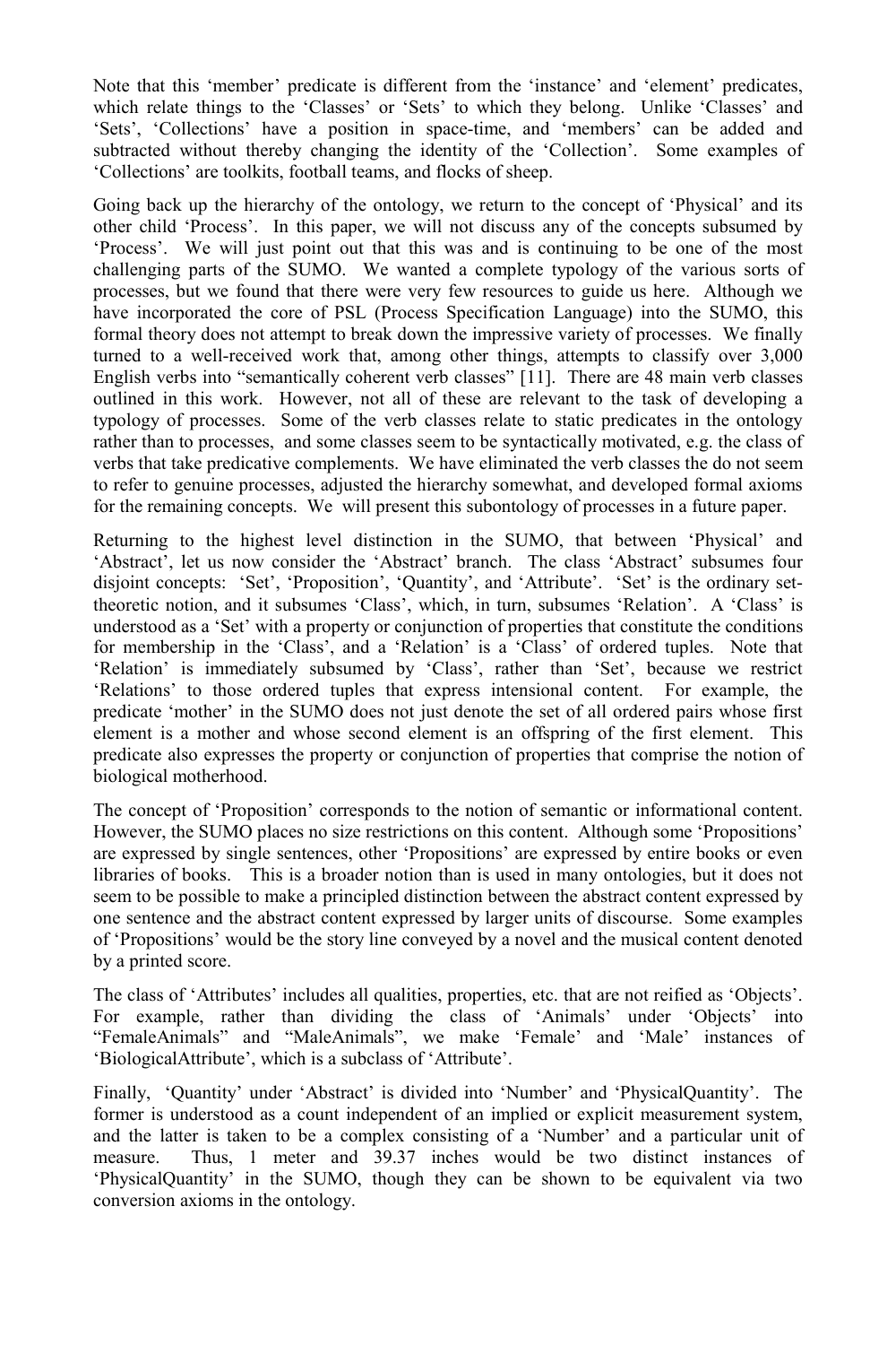Note that this 'member' predicate is different from the 'instance' and 'element' predicates, which relate things to the 'Classes' or 'Sets' to which they belong. Unlike 'Classes' and 'Sets', 'Collections' have a position in space-time, and 'members' can be added and subtracted without thereby changing the identity of the 'Collection'. Some examples of 'Collections' are toolkits, football teams, and flocks of sheep.

Going back up the hierarchy of the ontology, we return to the concept of 'Physical' and its other child 'Process'. In this paper, we will not discuss any of the concepts subsumed by 'Process'. We will just point out that this was and is continuing to be one of the most challenging parts of the SUMO. We wanted a complete typology of the various sorts of processes, but we found that there were very few resources to guide us here. Although we have incorporated the core of PSL (Process Specification Language) into the SUMO, this formal theory does not attempt to break down the impressive variety of processes. We finally turned to a well-received work that, among other things, attempts to classify over 3,000 English verbs into "semantically coherent verb classes" [11]. There are 48 main verb classes outlined in this work. However, not all of these are relevant to the task of developing a typology of processes. Some of the verb classes relate to static predicates in the ontology rather than to processes, and some classes seem to be syntactically motivated, e.g. the class of verbs that take predicative complements. We have eliminated the verb classes the do not seem to refer to genuine processes, adjusted the hierarchy somewhat, and developed formal axioms for the remaining concepts. We will present this subontology of processes in a future paper.

Returning to the highest level distinction in the SUMO, that between 'Physical' and 'Abstract', let us now consider the 'Abstract' branch. The class 'Abstract' subsumes four disjoint concepts: 'Set', 'Proposition', 'Quantity', and 'Attribute'. 'Set' is the ordinary set-theoretic notion, and it subsumes 'Class', which, in turn, subsumes 'Relation'. A 'Class' is understood as a 'Set' with a property or conjunction of properties that constitute the conditions for membership in the 'Class', and a 'Relation' is a 'Class' of ordered tuples. Note that 'Relation' is immediately subsumed by 'Class', rather than 'Set', because we restrict 'Relations' to those ordered tuples that express intensional content. For example, the predicate 'mother' in the SUMO does not just denote the set of all ordered pairs whose first element is a mother and whose second element is an offspring of the first element. This predicate also expresses the property or conjunction of properties that comprise the notion of biological motherhood.

The concept of 'Proposition' corresponds to the notion of semantic or informational content. However, the SUMO places no size restrictions on this content. Although some 'Propositions' are expressed by single sentences, other 'Propositions' are expressed by entire books or even libraries of books. This is a broader notion than is used in many ontologies, but it does not seem to be possible to make a principled distinction between the abstract content expressed by one sentence and the abstract content expressed by larger units of discourse. Some examples of 'Propositions' would be the story line conveyed by a novel and the musical content denoted by a printed score.

The class of 'Attributes' includes all qualities, properties, etc. that are not reified as 'Objects'. For example, rather than dividing the class of 'Animals' under 'Objects' into "FemaleAnimals" and "MaleAnimals", we make 'Female' and 'Male' instances of 'BiologicalAttribute', which is a subclass of 'Attribute'.

Finally, 'Quantity' under 'Abstract' is divided into 'Number' and 'PhysicalQuantity'. The former is understood as a count independent of an implied or explicit measurement system, and the latter is taken to be a complex consisting of a 'Number' and a particular unit of measure. Thus, 1 meter and 39.37 inches would be two distinct instances of 'PhysicalQuantity' in the SUMO, though they can be shown to be equivalent via two conversion axioms in the ontology.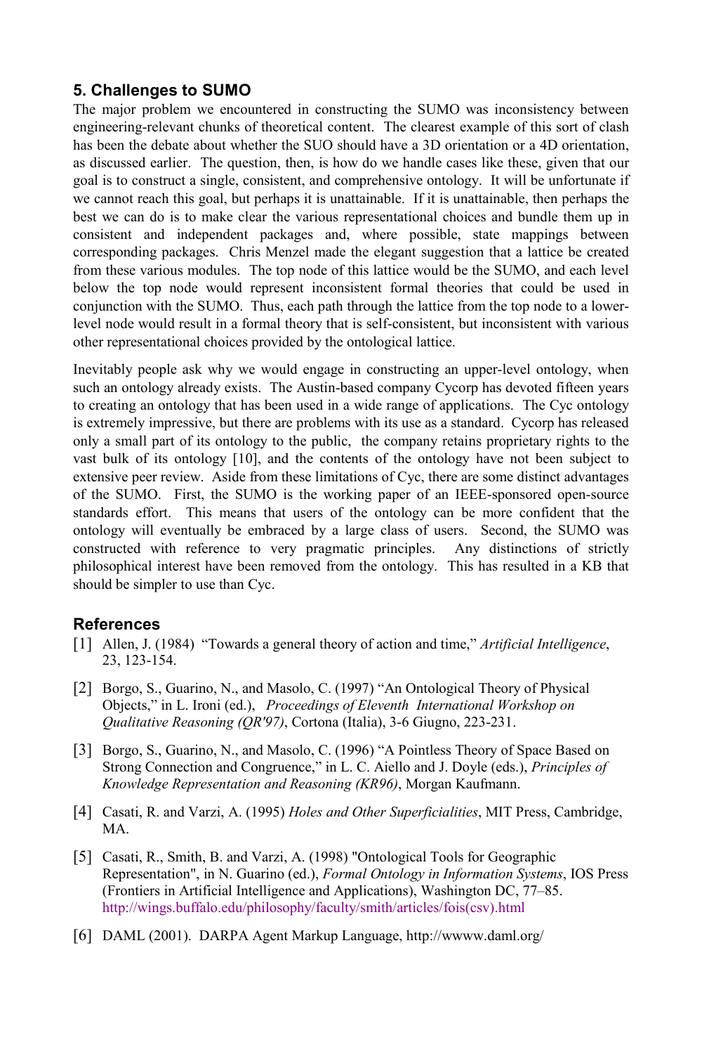## 5. Challenges to SUMO

The major problem we encountered in constructing the SUMO was inconsistency between engineering-relevant chunks of theoretical content. The clearest example of this sort of clash has been the debate about whether the SUO should have a 3D orientation or a 4D orientation, as discussed earlier. The question, then, is how do we handle cases like these, given that our goal is to construct a single, consistent, and comprehensive ontology. It will be unfortunate if we cannot reach this goal, but perhaps it is unattainable. If it is unattainable, then perhaps the best we can do is to make clear the various representational choices and bundle them up in consistent and independent packages and, where possible, state mappings between corresponding packages. Chris Menzel made the elegant suggestion that a lattice be created from these various modules. The top node of this lattice would be the SUMO, and each level below the top node would represent inconsistent formal theories that could be used in conjunction with the SUMO. Thus, each path through the lattice from the top node to a lower-level node would result in a formal theory that is self-consistent, but inconsistent with various other representational choices provided by the ontological lattice.

Inevitably people ask why we would engage in constructing an upper-level ontology, when such an ontology already exists. The Austin-based company Cycorp has devoted fifteen years to creating an ontology that has been used in a wide range of applications. The Cyc ontology is extremely impressive, but there are problems with its use as a standard. Cycorp has released only a small part of its ontology to the public, the company retains proprietary rights to the vast bulk of its ontology [10], and the contents of the ontology have not been subject to extensive peer review. Aside from these limitations of Cyc, there are some distinct advantages of the SUMO. First, the SUMO is the working paper of an IEEE-sponsored open-source standards effort. This means that users of the ontology can be more confident that the ontology will eventually be embraced by a large class of users. Second, the SUMO was constructed with reference to very pragmatic principles. Any distinctions of strictly philosophical interest have been removed from the ontology. This has resulted in a KB that should be simpler to use than Cyc.

## References

[1] Allen, J. (1984) "Towards a general theory of action and time," *Artificial Intelligence*, 23, 123-154.

[2] Borgo, S., Guarino, N., and Masolo, C. (1997) "An Ontological Theory of Physical Objects," in L. Ironi (ed.), *Proceedings of Eleventh International Workshop on Qualitative Reasoning (QR'97)*, Cortona (Italia), 3-6 Giugno, 223-231.

[3] Borgo, S., Guarino, N., and Masolo, C. (1996) "A Pointless Theory of Space Based on Strong Connection and Congruence," in L. C. Aiello and J. Doyle (eds.), *Principles of Knowledge Representation and Reasoning (KR96)*, Morgan Kaufmann.

[4] Casati, R. and Varzi, A. (1995) *Holes and Other Superficialities*, MIT Press, Cambridge, MA.

[5] Casati, R., Smith, B. and Varzi, A. (1998) "Ontological Tools for Geographic Representation", in N. Guarino (ed.), *Formal Ontology in Information Systems*, IOS Press (Frontiers in Artificial Intelligence and Applications), Washington DC, 77–85. http://wings.buffalo.edu/philosophy/faculty/smith/articles/fois(csv).html

[6] DAML (2001). DARPA Agent Markup Language, http://wwww.daml.org/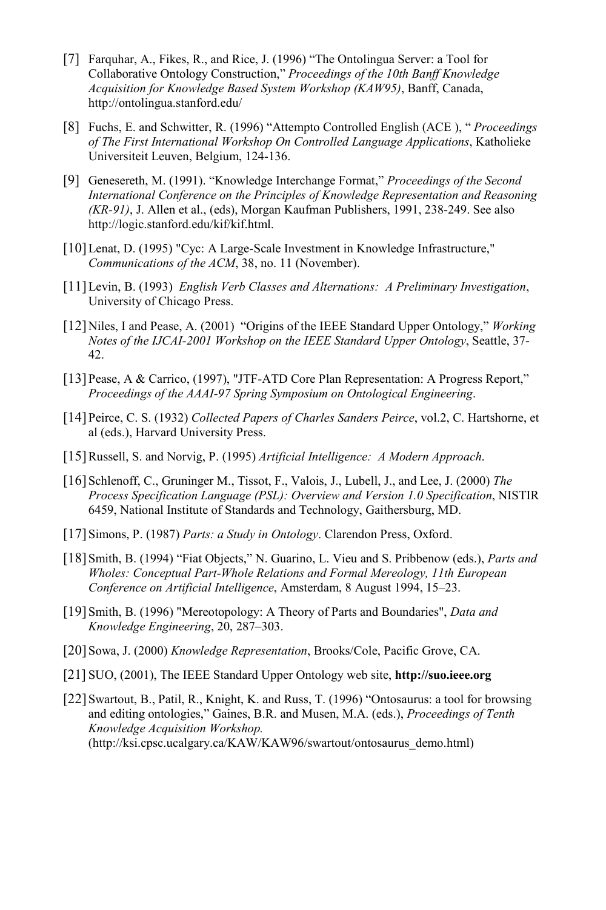[7] Farquhar, A., Fikes, R., and Rice, J. (1996) "The Ontolingua Server: a Tool for Collaborative Ontology Construction," *Proceedings of the 10th Banff Knowledge Acquisition for Knowledge Based System Workshop (KAW95)*, Banff, Canada, http://ontolingua.stanford.edu/

[8] Fuchs, E. and Schwitter, R. (1996) "Attempto Controlled English (ACE ), " *Proceedings of The First International Workshop On Controlled Language Applications*, Katholieke Universiteit Leuven, Belgium, 124-136.

[9] Genesereth, M. (1991). "Knowledge Interchange Format," *Proceedings of the Second International Conference on the Principles of Knowledge Representation and Reasoning (KR-91)*, J. Allen et al., (eds), Morgan Kaufman Publishers, 1991, 238-249. See also http://logic.stanford.edu/kif/kif.html.

[10] Lenat, D. (1995) "Cyc: A Large-Scale Investment in Knowledge Infrastructure," *Communications of the ACM*, 38, no. 11 (November).

[11] Levin, B. (1993) *English Verb Classes and Alternations: A Preliminary Investigation*, University of Chicago Press.

[12] Niles, I and Pease, A. (2001) "Origins of the IEEE Standard Upper Ontology," *Working Notes of the IJCAI-2001 Workshop on the IEEE Standard Upper Ontology*, Seattle, 37-42.

[13] Pease, A & Carrico, (1997), "JTF-ATD Core Plan Representation: A Progress Report," *Proceedings of the AAAI-97 Spring Symposium on Ontological Engineering*.

[14] Peirce, C. S. (1932) *Collected Papers of Charles Sanders Peirce*, vol.2, C. Hartshorne, et al (eds.), Harvard University Press.

[15] Russell, S. and Norvig, P. (1995) *Artificial Intelligence: A Modern Approach*.

[16] Schlenoff, C., Gruninger M., Tissot, F., Valois, J., Lubell, J., and Lee, J. (2000) *The Process Specification Language (PSL): Overview and Version 1.0 Specification*, NISTIR 6459, National Institute of Standards and Technology, Gaithersburg, MD.

[17] Simons, P. (1987) *Parts: a Study in Ontology*. Clarendon Press, Oxford.

[18] Smith, B. (1994) "Fiat Objects," N. Guarino, L. Vieu and S. Pribbenow (eds.), *Parts and Wholes: Conceptual Part-Whole Relations and Formal Mereology, 11th European Conference on Artificial Intelligence*, Amsterdam, 8 August 1994, 15–23.

[19] Smith, B. (1996) "Mereotopology: A Theory of Parts and Boundaries", *Data and Knowledge Engineering*, 20, 287–303.

[20] Sowa, J. (2000) *Knowledge Representation*, Brooks/Cole, Pacific Grove, CA.

[21] SUO, (2001), The IEEE Standard Upper Ontology web site, **http://suo.ieee.org**

[22] Swartout, B., Patil, R., Knight, K. and Russ, T. (1996) "Ontosaurus: a tool for browsing and editing ontologies," Gaines, B.R. and Musen, M.A. (eds.), *Proceedings of Tenth Knowledge Acquisition Workshop.* (http://ksi.cpsc.ucalgary.ca/KAW/KAW96/swartout/ontosaurus_demo.html)